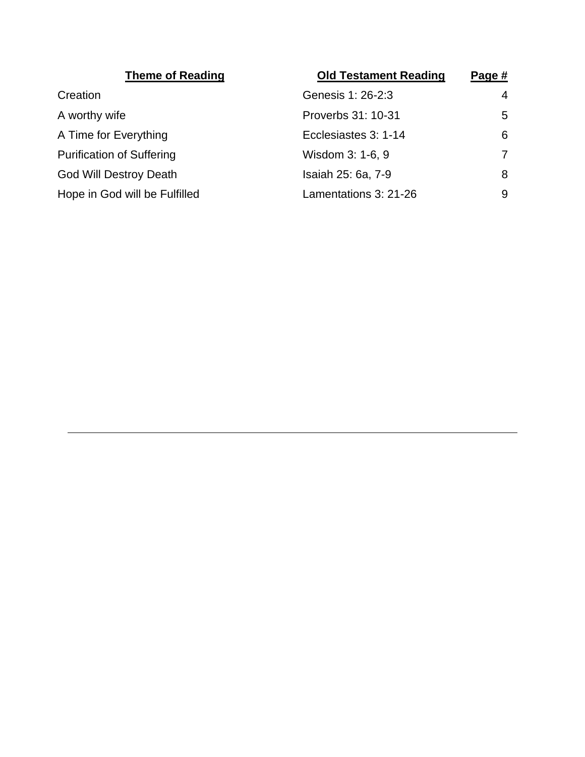| Theme of Reading | Old Testament Reading | Page # |
|---|---|---|
| Creation | Genesis 1: 26-2:3 | 4 |
| A worthy wife | Proverbs 31: 10-31 | 5 |
| A Time for Everything | Ecclesiastes 3: 1-14 | 6 |
| Purification of Suffering | Wisdom 3: 1-6, 9 | 7 |
| God Will Destroy Death | Isaiah 25: 6a, 7-9 | 8 |
| Hope in God will be Fulfilled | Lamentations 3: 21-26 | 9 |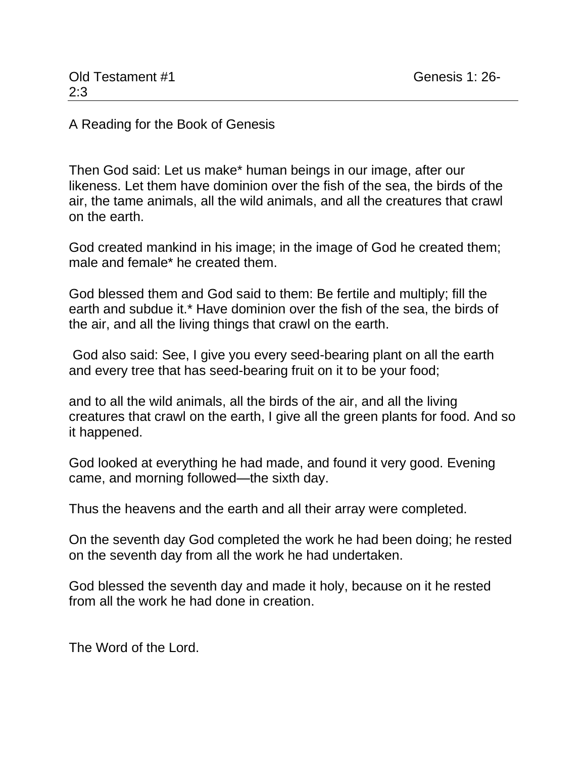Old Testament #1 Genesis 1: 26-2:3

A Reading for the Book of Genesis

Then God said: Let us make* human beings in our image, after our likeness. Let them have dominion over the fish of the sea, the birds of the air, the tame animals, all the wild animals, and all the creatures that crawl on the earth.

God created mankind in his image; in the image of God he created them; male and female* he created them.

God blessed them and God said to them: Be fertile and multiply; fill the earth and subdue it.* Have dominion over the fish of the sea, the birds of the air, and all the living things that crawl on the earth.

God also said: See, I give you every seed-bearing plant on all the earth and every tree that has seed-bearing fruit on it to be your food;

and to all the wild animals, all the birds of the air, and all the living creatures that crawl on the earth, I give all the green plants for food. And so it happened.

God looked at everything he had made, and found it very good. Evening came, and morning followed—the sixth day.

Thus the heavens and the earth and all their array were completed.

On the seventh day God completed the work he had been doing; he rested on the seventh day from all the work he had undertaken.

God blessed the seventh day and made it holy, because on it he rested from all the work he had done in creation.

The Word of the Lord.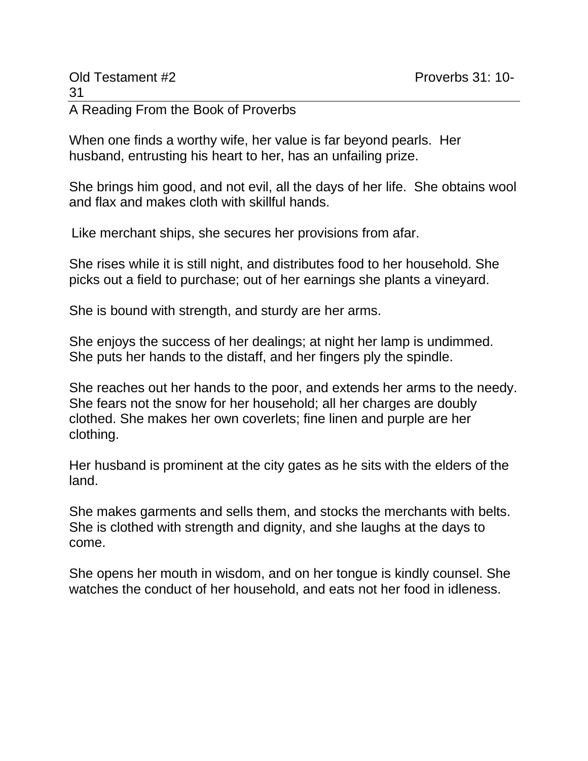Old Testament #2 Proverbs 31: 10-31

A Reading From the Book of Proverbs

When one finds a worthy wife, her value is far beyond pearls. Her husband, entrusting his heart to her, has an unfailing prize.

She brings him good, and not evil, all the days of her life. She obtains wool and flax and makes cloth with skillful hands.

Like merchant ships, she secures her provisions from afar.

She rises while it is still night, and distributes food to her household. She picks out a field to purchase; out of her earnings she plants a vineyard.

She is bound with strength, and sturdy are her arms.

She enjoys the success of her dealings; at night her lamp is undimmed. She puts her hands to the distaff, and her fingers ply the spindle.

She reaches out her hands to the poor, and extends her arms to the needy. She fears not the snow for her household; all her charges are doubly clothed. She makes her own coverlets; fine linen and purple are her clothing.

Her husband is prominent at the city gates as he sits with the elders of the land.

She makes garments and sells them, and stocks the merchants with belts. She is clothed with strength and dignity, and she laughs at the days to come.

She opens her mouth in wisdom, and on her tongue is kindly counsel. She watches the conduct of her household, and eats not her food in idleness.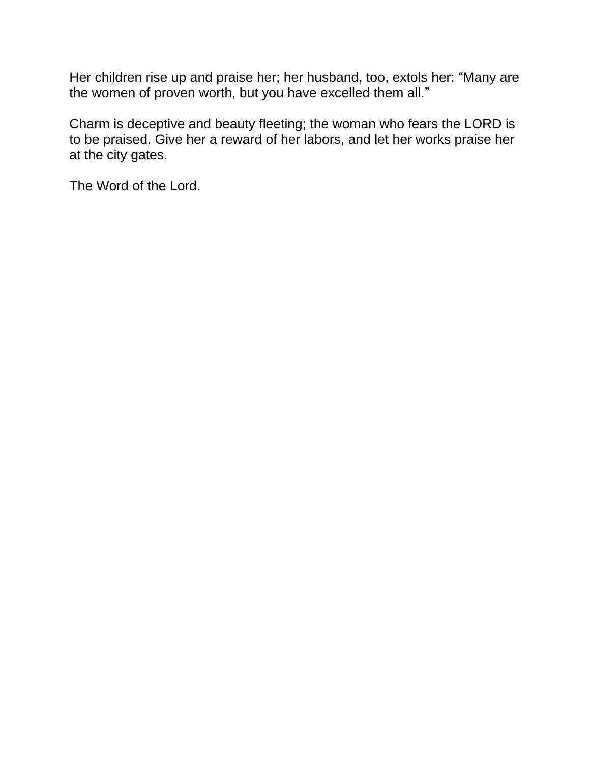Her children rise up and praise her; her husband, too, extols her: “Many are the women of proven worth, but you have excelled them all.”

Charm is deceptive and beauty fleeting; the woman who fears the LORD is to be praised. Give her a reward of her labors, and let her works praise her at the city gates.

The Word of the Lord.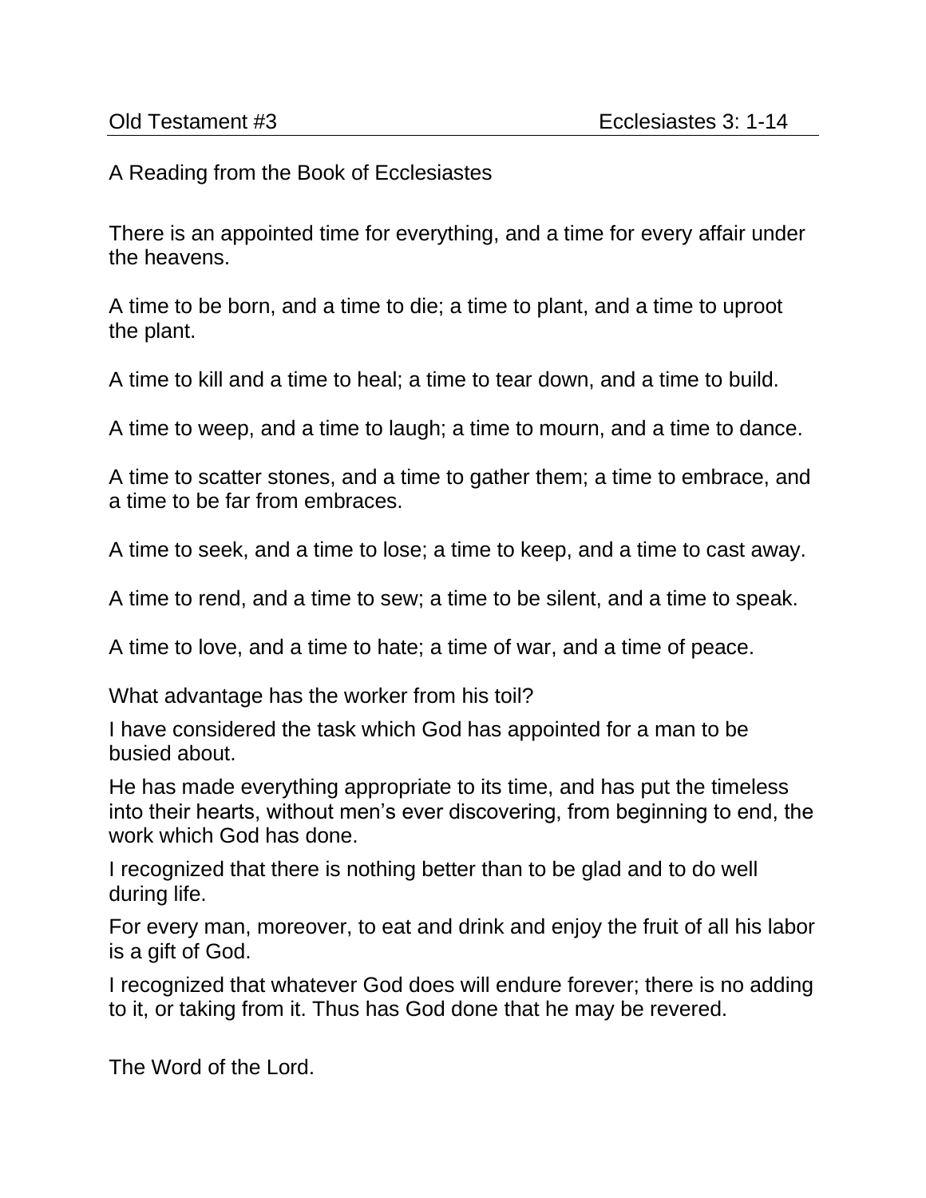Old Testament #3 Ecclesiastes 3: 1-14

A Reading from the Book of Ecclesiastes

There is an appointed time for everything, and a time for every affair under the heavens.

A time to be born, and a time to die; a time to plant, and a time to uproot the plant.

A time to kill and a time to heal; a time to tear down, and a time to build.

A time to weep, and a time to laugh; a time to mourn, and a time to dance.

A time to scatter stones, and a time to gather them; a time to embrace, and a time to be far from embraces.

A time to seek, and a time to lose; a time to keep, and a time to cast away.

A time to rend, and a time to sew; a time to be silent, and a time to speak.

A time to love, and a time to hate; a time of war, and a time of peace.

What advantage has the worker from his toil?

I have considered the task which God has appointed for a man to be busied about.

He has made everything appropriate to its time, and has put the timeless into their hearts, without men's ever discovering, from beginning to end, the work which God has done.

I recognized that there is nothing better than to be glad and to do well during life.

For every man, moreover, to eat and drink and enjoy the fruit of all his labor is a gift of God.

I recognized that whatever God does will endure forever; there is no adding to it, or taking from it. Thus has God done that he may be revered.

The Word of the Lord.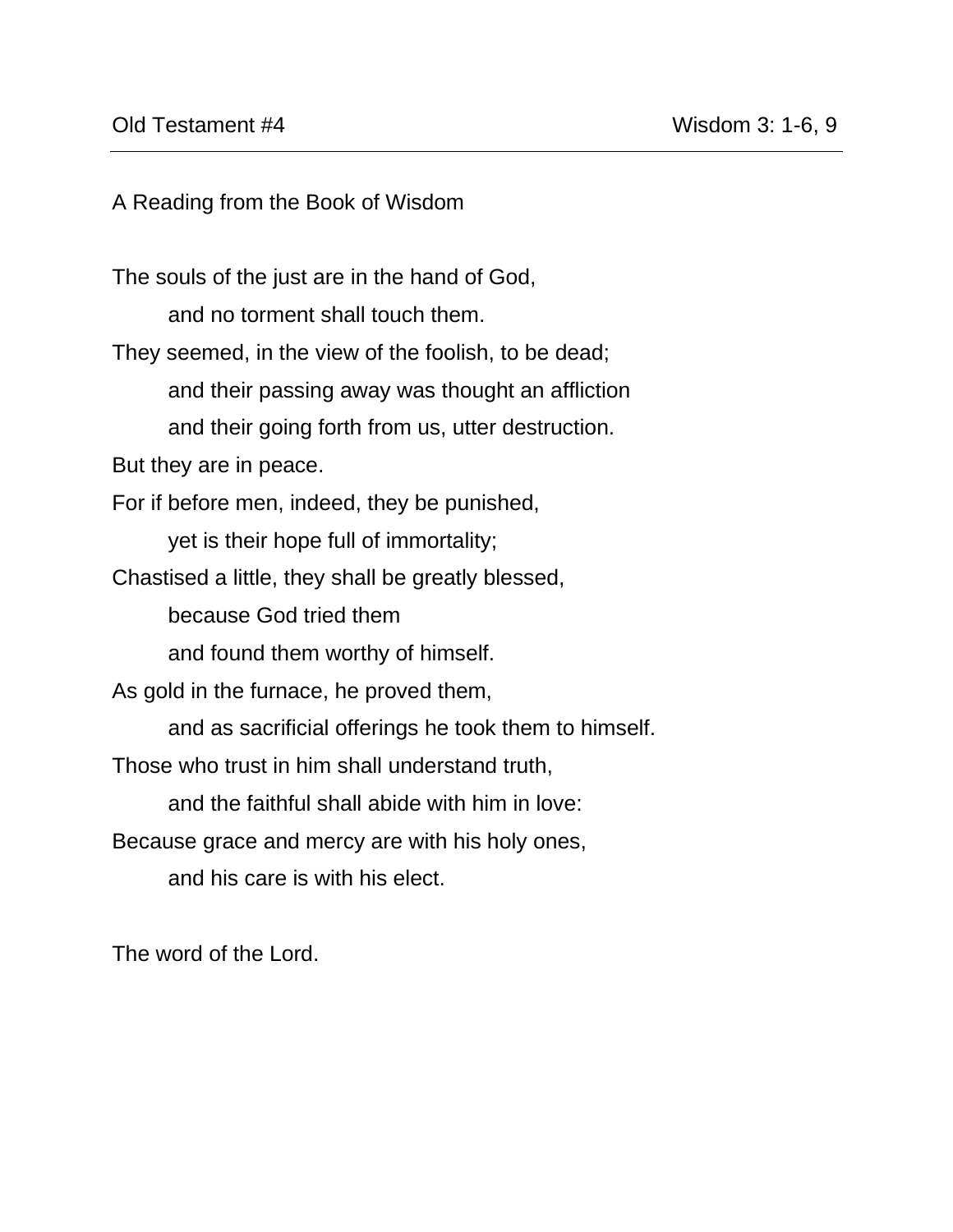Old Testament #4 | Wisdom 3: 1-6, 9

---

A Reading from the Book of Wisdom

The souls of the just are in the hand of God,
    and no torment shall touch them.
They seemed, in the view of the foolish, to be dead;
    and their passing away was thought an affliction
    and their going forth from us, utter destruction.
But they are in peace.
For if before men, indeed, they be punished,
    yet is their hope full of immortality;
Chastised a little, they shall be greatly blessed,
    because God tried them
    and found them worthy of himself.
As gold in the furnace, he proved them,
    and as sacrificial offerings he took them to himself.
Those who trust in him shall understand truth,
    and the faithful shall abide with him in love:
Because grace and mercy are with his holy ones,
    and his care is with his elect.

The word of the Lord.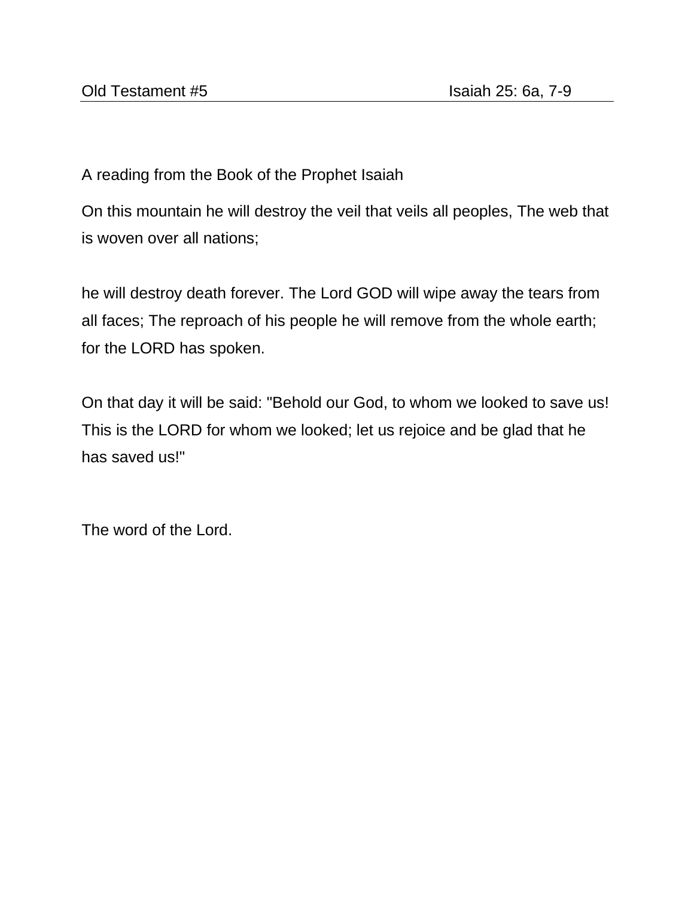Old Testament #5 Isaiah 25: 6a, 7-9

A reading from the Book of the Prophet Isaiah

On this mountain he will destroy the veil that veils all peoples, The web that is woven over all nations;

he will destroy death forever. The Lord GOD will wipe away the tears from all faces; The reproach of his people he will remove from the whole earth; for the LORD has spoken.

On that day it will be said: "Behold our God, to whom we looked to save us! This is the LORD for whom we looked; let us rejoice and be glad that he has saved us!"

The word of the Lord.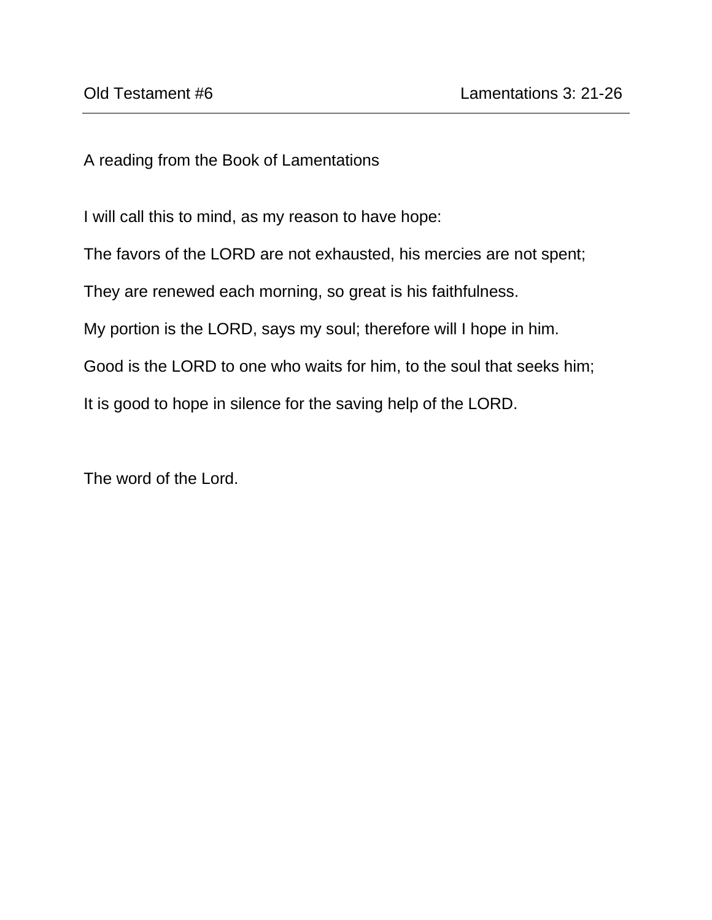Old Testament #6 Lamentations 3: 21-26

A reading from the Book of Lamentations

I will call this to mind, as my reason to have hope:

The favors of the LORD are not exhausted, his mercies are not spent;

They are renewed each morning, so great is his faithfulness.

My portion is the LORD, says my soul; therefore will I hope in him.

Good is the LORD to one who waits for him, to the soul that seeks him;

It is good to hope in silence for the saving help of the LORD.

The word of the Lord.